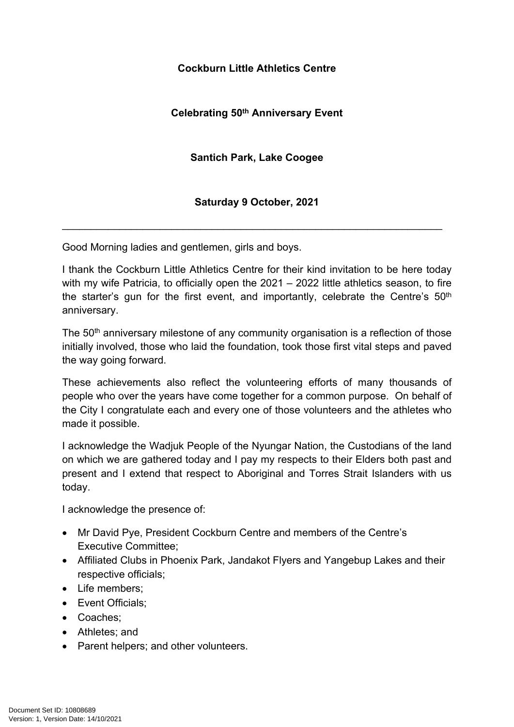**Cockburn Little Athletics Centre**

**Celebrating 50th Anniversary Event**

**Santich Park, Lake Coogee**

**Saturday 9 October, 2021**

---

Good Morning ladies and gentlemen, girls and boys.

I thank the Cockburn Little Athletics Centre for their kind invitation to be here today with my wife Patricia, to officially open the 2021 – 2022 little athletics season, to fire the starter's gun for the first event, and importantly, celebrate the Centre's 50th anniversary.

The 50th anniversary milestone of any community organisation is a reflection of those initially involved, those who laid the foundation, took those first vital steps and paved the way going forward.

These achievements also reflect the volunteering efforts of many thousands of people who over the years have come together for a common purpose. On behalf of the City I congratulate each and every one of those volunteers and the athletes who made it possible.

I acknowledge the Wadjuk People of the Nyungar Nation, the Custodians of the land on which we are gathered today and I pay my respects to their Elders both past and present and I extend that respect to Aboriginal and Torres Strait Islanders with us today.

I acknowledge the presence of:

- Mr David Pye, President Cockburn Centre and members of the Centre's Executive Committee;
- Affiliated Clubs in Phoenix Park, Jandakot Flyers and Yangebup Lakes and their respective officials;
- Life members;
- Event Officials;
- Coaches;
- Athletes; and
- Parent helpers; and other volunteers.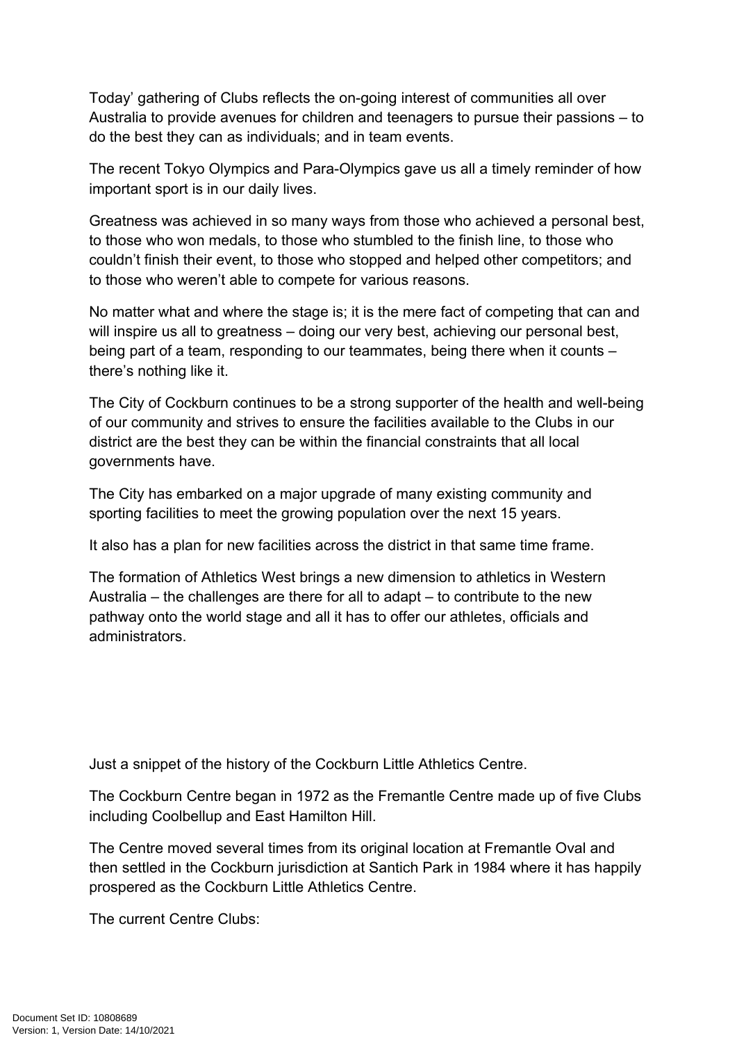Today' gathering of Clubs reflects the on-going interest of communities all over Australia to provide avenues for children and teenagers to pursue their passions – to do the best they can as individuals; and in team events.

The recent Tokyo Olympics and Para-Olympics gave us all a timely reminder of how important sport is in our daily lives.

Greatness was achieved in so many ways from those who achieved a personal best, to those who won medals, to those who stumbled to the finish line, to those who couldn't finish their event, to those who stopped and helped other competitors; and to those who weren't able to compete for various reasons.

No matter what and where the stage is; it is the mere fact of competing that can and will inspire us all to greatness – doing our very best, achieving our personal best, being part of a team, responding to our teammates, being there when it counts – there's nothing like it.

The City of Cockburn continues to be a strong supporter of the health and well-being of our community and strives to ensure the facilities available to the Clubs in our district are the best they can be within the financial constraints that all local governments have.

The City has embarked on a major upgrade of many existing community and sporting facilities to meet the growing population over the next 15 years.

It also has a plan for new facilities across the district in that same time frame.

The formation of Athletics West brings a new dimension to athletics in Western Australia – the challenges are there for all to adapt – to contribute to the new pathway onto the world stage and all it has to offer our athletes, officials and administrators.

Just a snippet of the history of the Cockburn Little Athletics Centre.

The Cockburn Centre began in 1972 as the Fremantle Centre made up of five Clubs including Coolbellup and East Hamilton Hill.

The Centre moved several times from its original location at Fremantle Oval and then settled in the Cockburn jurisdiction at Santich Park in 1984 where it has happily prospered as the Cockburn Little Athletics Centre.

The current Centre Clubs: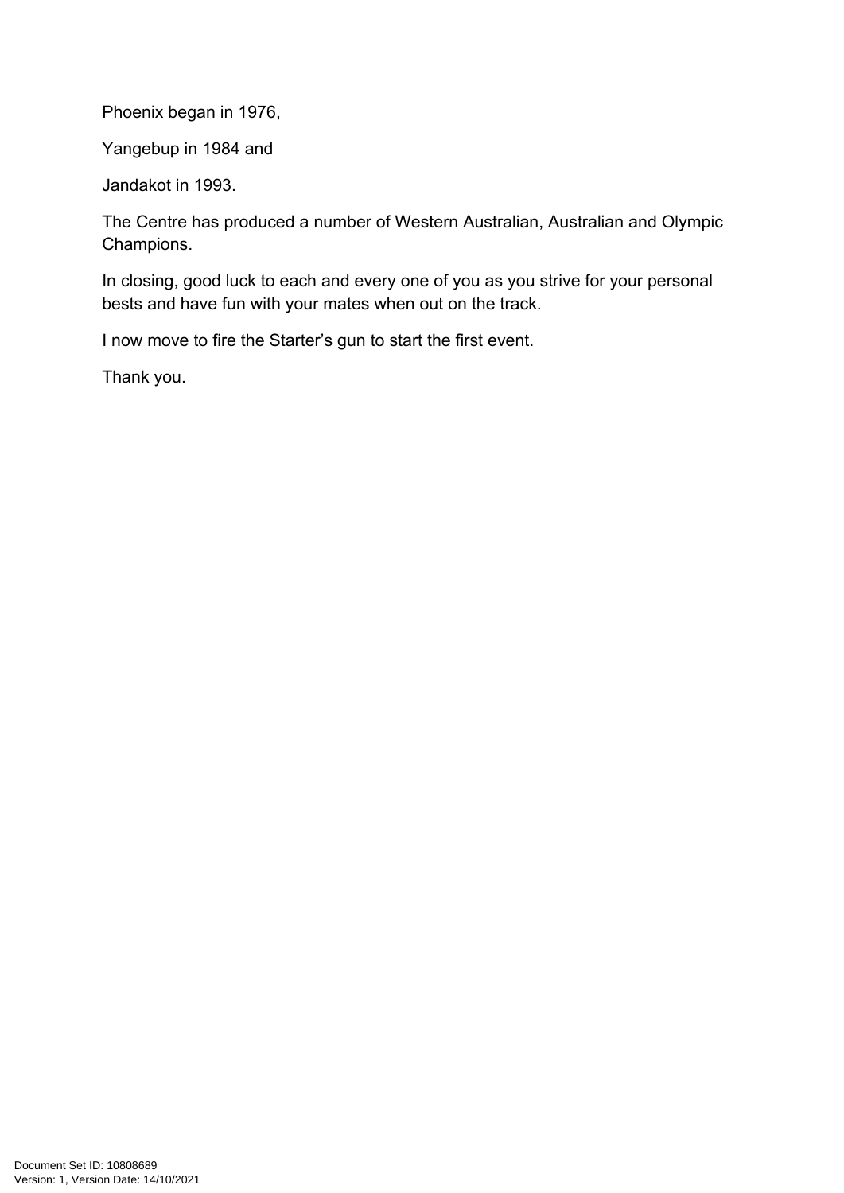Phoenix began in 1976,

Yangebup in 1984 and

Jandakot in 1993.

The Centre has produced a number of Western Australian, Australian and Olympic Champions.

In closing, good luck to each and every one of you as you strive for your personal bests and have fun with your mates when out on the track.

I now move to fire the Starter's gun to start the first event.

Thank you.